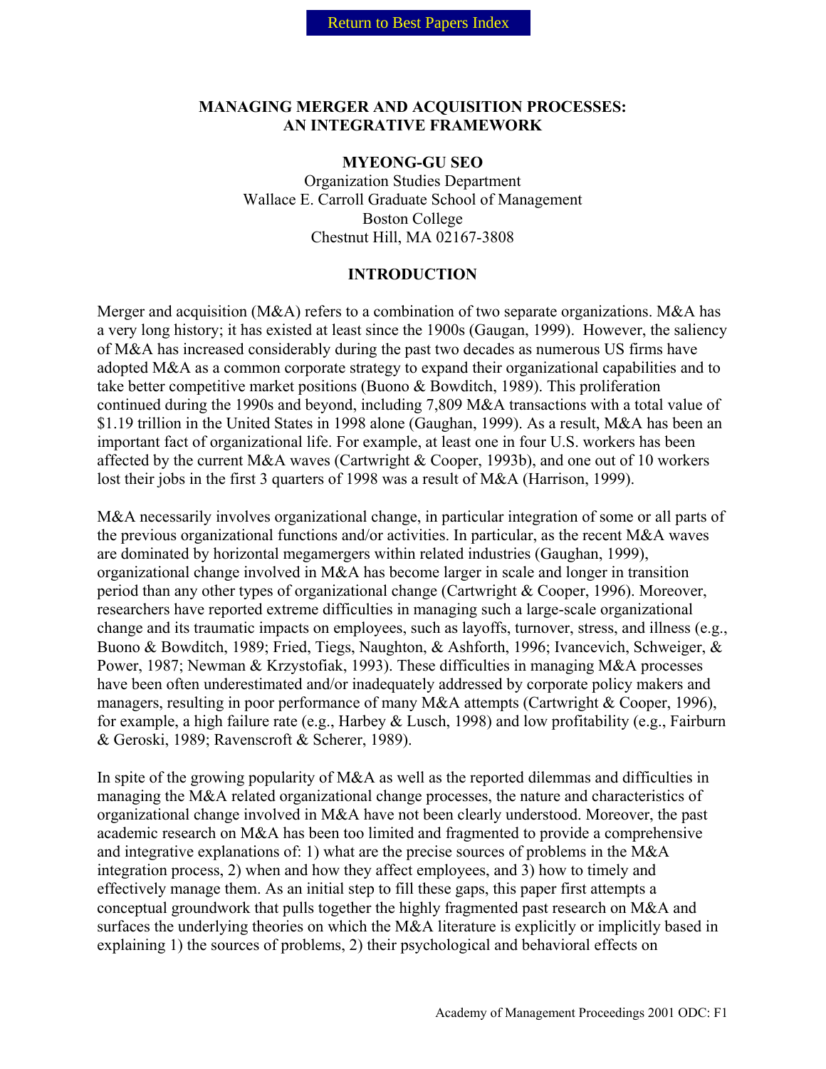# MANAGING MERGER AND ACQUISITION PROCESSES: AN INTEGRATIVE FRAMEWORK

**MYEONG-GU SEO**
Organization Studies Department
Wallace E. Carroll Graduate School of Management
Boston College
Chestnut Hill, MA 02167-3808

## INTRODUCTION

Merger and acquisition (M&A) refers to a combination of two separate organizations. M&A has a very long history; it has existed at least since the 1900s (Gaugan, 1999). However, the saliency of M&A has increased considerably during the past two decades as numerous US firms have adopted M&A as a common corporate strategy to expand their organizational capabilities and to take better competitive market positions (Buono & Bowditch, 1989). This proliferation continued during the 1990s and beyond, including 7,809 M&A transactions with a total value of $1.19 trillion in the United States in 1998 alone (Gaughan, 1999). As a result, M&A has been an important fact of organizational life. For example, at least one in four U.S. workers has been affected by the current M&A waves (Cartwright & Cooper, 1993b), and one out of 10 workers lost their jobs in the first 3 quarters of 1998 was a result of M&A (Harrison, 1999).

M&A necessarily involves organizational change, in particular integration of some or all parts of the previous organizational functions and/or activities. In particular, as the recent M&A waves are dominated by horizontal megamergers within related industries (Gaughan, 1999), organizational change involved in M&A has become larger in scale and longer in transition period than any other types of organizational change (Cartwright & Cooper, 1996). Moreover, researchers have reported extreme difficulties in managing such a large-scale organizational change and its traumatic impacts on employees, such as layoffs, turnover, stress, and illness (e.g., Buono & Bowditch, 1989; Fried, Tiegs, Naughton, & Ashforth, 1996; Ivancevich, Schweiger, & Power, 1987; Newman & Krzystofiak, 1993). These difficulties in managing M&A processes have been often underestimated and/or inadequately addressed by corporate policy makers and managers, resulting in poor performance of many M&A attempts (Cartwright & Cooper, 1996), for example, a high failure rate (e.g., Harbey & Lusch, 1998) and low profitability (e.g., Fairburn & Geroski, 1989; Ravenscroft & Scherer, 1989).

In spite of the growing popularity of M&A as well as the reported dilemmas and difficulties in managing the M&A related organizational change processes, the nature and characteristics of organizational change involved in M&A have not been clearly understood. Moreover, the past academic research on M&A has been too limited and fragmented to provide a comprehensive and integrative explanations of: 1) what are the precise sources of problems in the M&A integration process, 2) when and how they affect employees, and 3) how to timely and effectively manage them. As an initial step to fill these gaps, this paper first attempts a conceptual groundwork that pulls together the highly fragmented past research on M&A and surfaces the underlying theories on which the M&A literature is explicitly or implicitly based in explaining 1) the sources of problems, 2) their psychological and behavioral effects on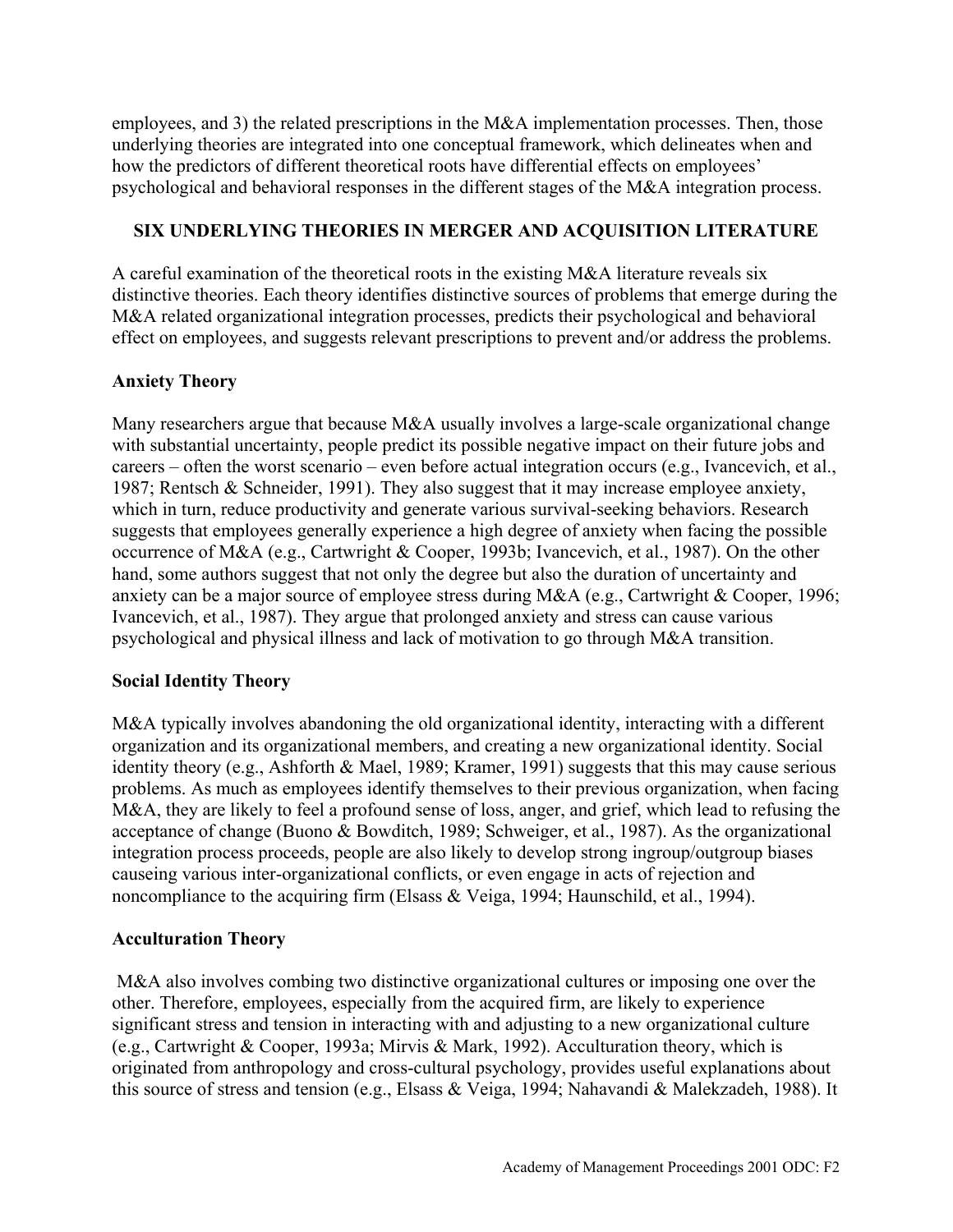employees, and 3) the related prescriptions in the M&A implementation processes. Then, those underlying theories are integrated into one conceptual framework, which delineates when and how the predictors of different theoretical roots have differential effects on employees' psychological and behavioral responses in the different stages of the M&A integration process.

## SIX UNDERLYING THEORIES IN MERGER AND ACQUISITION LITERATURE

A careful examination of the theoretical roots in the existing M&A literature reveals six distinctive theories. Each theory identifies distinctive sources of problems that emerge during the M&A related organizational integration processes, predicts their psychological and behavioral effect on employees, and suggests relevant prescriptions to prevent and/or address the problems.

### Anxiety Theory

Many researchers argue that because M&A usually involves a large-scale organizational change with substantial uncertainty, people predict its possible negative impact on their future jobs and careers – often the worst scenario – even before actual integration occurs (e.g., Ivancevich, et al., 1987; Rentsch & Schneider, 1991). They also suggest that it may increase employee anxiety, which in turn, reduce productivity and generate various survival-seeking behaviors. Research suggests that employees generally experience a high degree of anxiety when facing the possible occurrence of M&A (e.g., Cartwright & Cooper, 1993b; Ivancevich, et al., 1987). On the other hand, some authors suggest that not only the degree but also the duration of uncertainty and anxiety can be a major source of employee stress during M&A (e.g., Cartwright & Cooper, 1996; Ivancevich, et al., 1987). They argue that prolonged anxiety and stress can cause various psychological and physical illness and lack of motivation to go through M&A transition.

### Social Identity Theory

M&A typically involves abandoning the old organizational identity, interacting with a different organization and its organizational members, and creating a new organizational identity. Social identity theory (e.g., Ashforth & Mael, 1989; Kramer, 1991) suggests that this may cause serious problems. As much as employees identify themselves to their previous organization, when facing M&A, they are likely to feel a profound sense of loss, anger, and grief, which lead to refusing the acceptance of change (Buono & Bowditch, 1989; Schweiger, et al., 1987). As the organizational integration process proceeds, people are also likely to develop strong ingroup/outgroup biases causeing various inter-organizational conflicts, or even engage in acts of rejection and noncompliance to the acquiring firm (Elsass & Veiga, 1994; Haunschild, et al., 1994).

### Acculturation Theory

M&A also involves combing two distinctive organizational cultures or imposing one over the other. Therefore, employees, especially from the acquired firm, are likely to experience significant stress and tension in interacting with and adjusting to a new organizational culture (e.g., Cartwright & Cooper, 1993a; Mirvis & Mark, 1992). Acculturation theory, which is originated from anthropology and cross-cultural psychology, provides useful explanations about this source of stress and tension (e.g., Elsass & Veiga, 1994; Nahavandi & Malekzadeh, 1988). It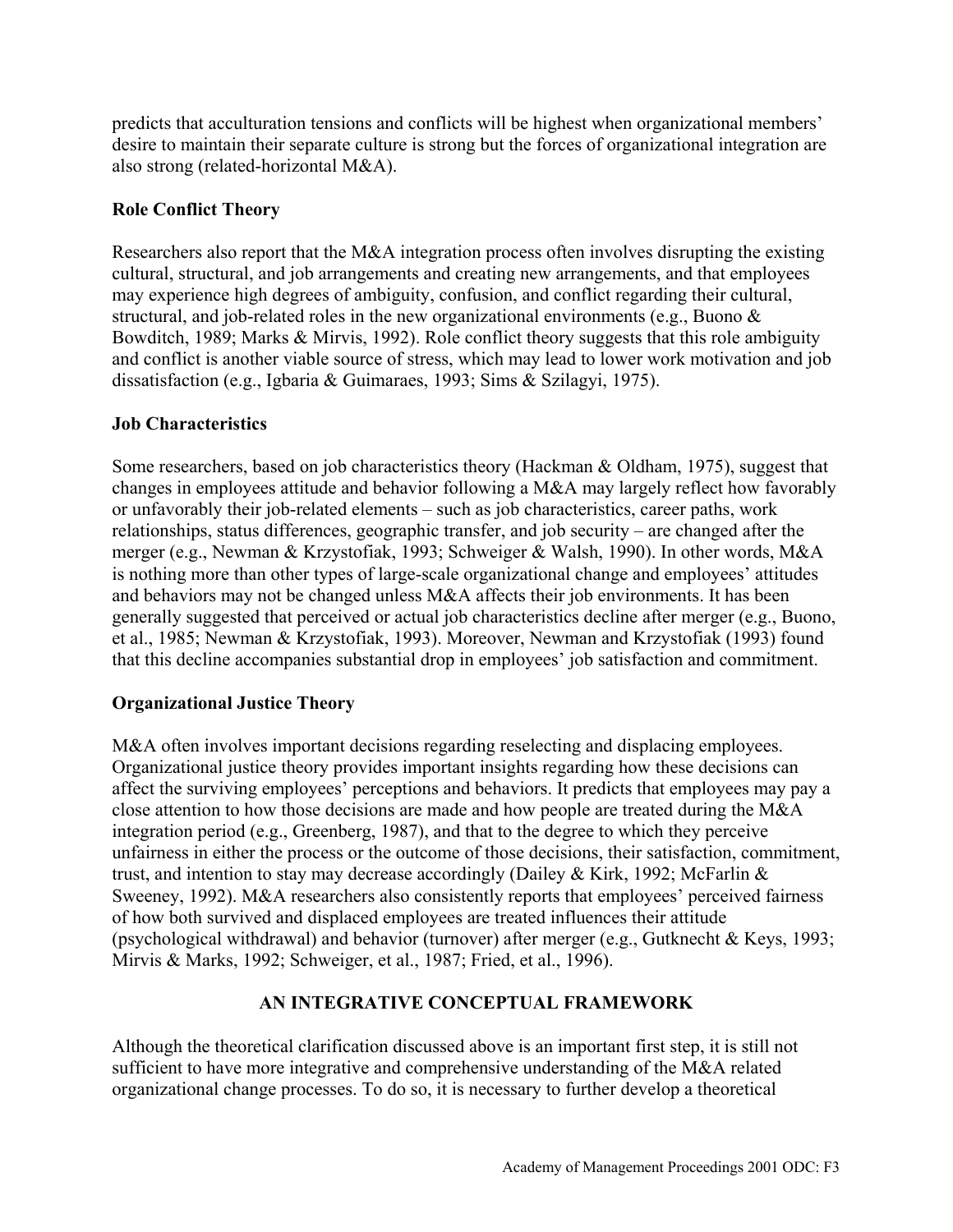predicts that acculturation tensions and conflicts will be highest when organizational members' desire to maintain their separate culture is strong but the forces of organizational integration are also strong (related-horizontal M&A).

### Role Conflict Theory

Researchers also report that the M&A integration process often involves disrupting the existing cultural, structural, and job arrangements and creating new arrangements, and that employees may experience high degrees of ambiguity, confusion, and conflict regarding their cultural, structural, and job-related roles in the new organizational environments (e.g., Buono & Bowditch, 1989; Marks & Mirvis, 1992). Role conflict theory suggests that this role ambiguity and conflict is another viable source of stress, which may lead to lower work motivation and job dissatisfaction (e.g., Igbaria & Guimaraes, 1993; Sims & Szilagyi, 1975).

### Job Characteristics

Some researchers, based on job characteristics theory (Hackman & Oldham, 1975), suggest that changes in employees attitude and behavior following a M&A may largely reflect how favorably or unfavorably their job-related elements – such as job characteristics, career paths, work relationships, status differences, geographic transfer, and job security – are changed after the merger (e.g., Newman & Krzystofiak, 1993; Schweiger & Walsh, 1990). In other words, M&A is nothing more than other types of large-scale organizational change and employees' attitudes and behaviors may not be changed unless M&A affects their job environments. It has been generally suggested that perceived or actual job characteristics decline after merger (e.g., Buono, et al., 1985; Newman & Krzystofiak, 1993). Moreover, Newman and Krzystofiak (1993) found that this decline accompanies substantial drop in employees' job satisfaction and commitment.

### Organizational Justice Theory

M&A often involves important decisions regarding reselecting and displacing employees. Organizational justice theory provides important insights regarding how these decisions can affect the surviving employees' perceptions and behaviors. It predicts that employees may pay a close attention to how those decisions are made and how people are treated during the M&A integration period (e.g., Greenberg, 1987), and that to the degree to which they perceive unfairness in either the process or the outcome of those decisions, their satisfaction, commitment, trust, and intention to stay may decrease accordingly (Dailey & Kirk, 1992; McFarlin & Sweeney, 1992). M&A researchers also consistently reports that employees' perceived fairness of how both survived and displaced employees are treated influences their attitude (psychological withdrawal) and behavior (turnover) after merger (e.g., Gutknecht & Keys, 1993; Mirvis & Marks, 1992; Schweiger, et al., 1987; Fried, et al., 1996).

## AN INTEGRATIVE CONCEPTUAL FRAMEWORK

Although the theoretical clarification discussed above is an important first step, it is still not sufficient to have more integrative and comprehensive understanding of the M&A related organizational change processes. To do so, it is necessary to further develop a theoretical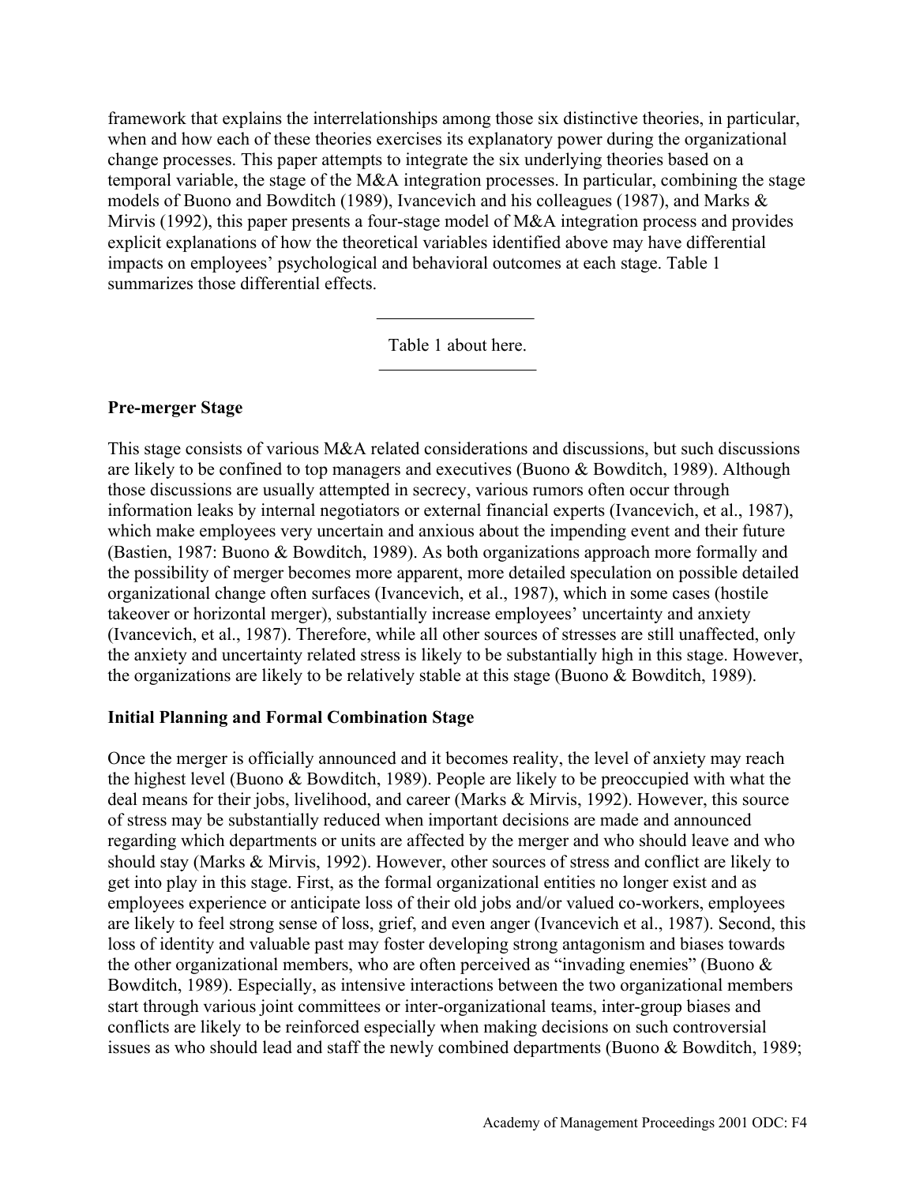framework that explains the interrelationships among those six distinctive theories, in particular, when and how each of these theories exercises its explanatory power during the organizational change processes. This paper attempts to integrate the six underlying theories based on a temporal variable, the stage of the M&A integration processes. In particular, combining the stage models of Buono and Bowditch (1989), Ivancevich and his colleagues (1987), and Marks & Mirvis (1992), this paper presents a four-stage model of M&A integration process and provides explicit explanations of how the theoretical variables identified above may have differential impacts on employees' psychological and behavioral outcomes at each stage. Table 1 summarizes those differential effects.

---

Table 1 about here.

---

**Pre-merger Stage**

This stage consists of various M&A related considerations and discussions, but such discussions are likely to be confined to top managers and executives (Buono & Bowditch, 1989). Although those discussions are usually attempted in secrecy, various rumors often occur through information leaks by internal negotiators or external financial experts (Ivancevich, et al., 1987), which make employees very uncertain and anxious about the impending event and their future (Bastien, 1987: Buono & Bowditch, 1989). As both organizations approach more formally and the possibility of merger becomes more apparent, more detailed speculation on possible detailed organizational change often surfaces (Ivancevich, et al., 1987), which in some cases (hostile takeover or horizontal merger), substantially increase employees' uncertainty and anxiety (Ivancevich, et al., 1987). Therefore, while all other sources of stresses are still unaffected, only the anxiety and uncertainty related stress is likely to be substantially high in this stage. However, the organizations are likely to be relatively stable at this stage (Buono & Bowditch, 1989).

**Initial Planning and Formal Combination Stage**

Once the merger is officially announced and it becomes reality, the level of anxiety may reach the highest level (Buono & Bowditch, 1989). People are likely to be preoccupied with what the deal means for their jobs, livelihood, and career (Marks & Mirvis, 1992). However, this source of stress may be substantially reduced when important decisions are made and announced regarding which departments or units are affected by the merger and who should leave and who should stay (Marks & Mirvis, 1992). However, other sources of stress and conflict are likely to get into play in this stage. First, as the formal organizational entities no longer exist and as employees experience or anticipate loss of their old jobs and/or valued co-workers, employees are likely to feel strong sense of loss, grief, and even anger (Ivancevich et al., 1987). Second, this loss of identity and valuable past may foster developing strong antagonism and biases towards the other organizational members, who are often perceived as "invading enemies" (Buono & Bowditch, 1989). Especially, as intensive interactions between the two organizational members start through various joint committees or inter-organizational teams, inter-group biases and conflicts are likely to be reinforced especially when making decisions on such controversial issues as who should lead and staff the newly combined departments (Buono & Bowditch, 1989;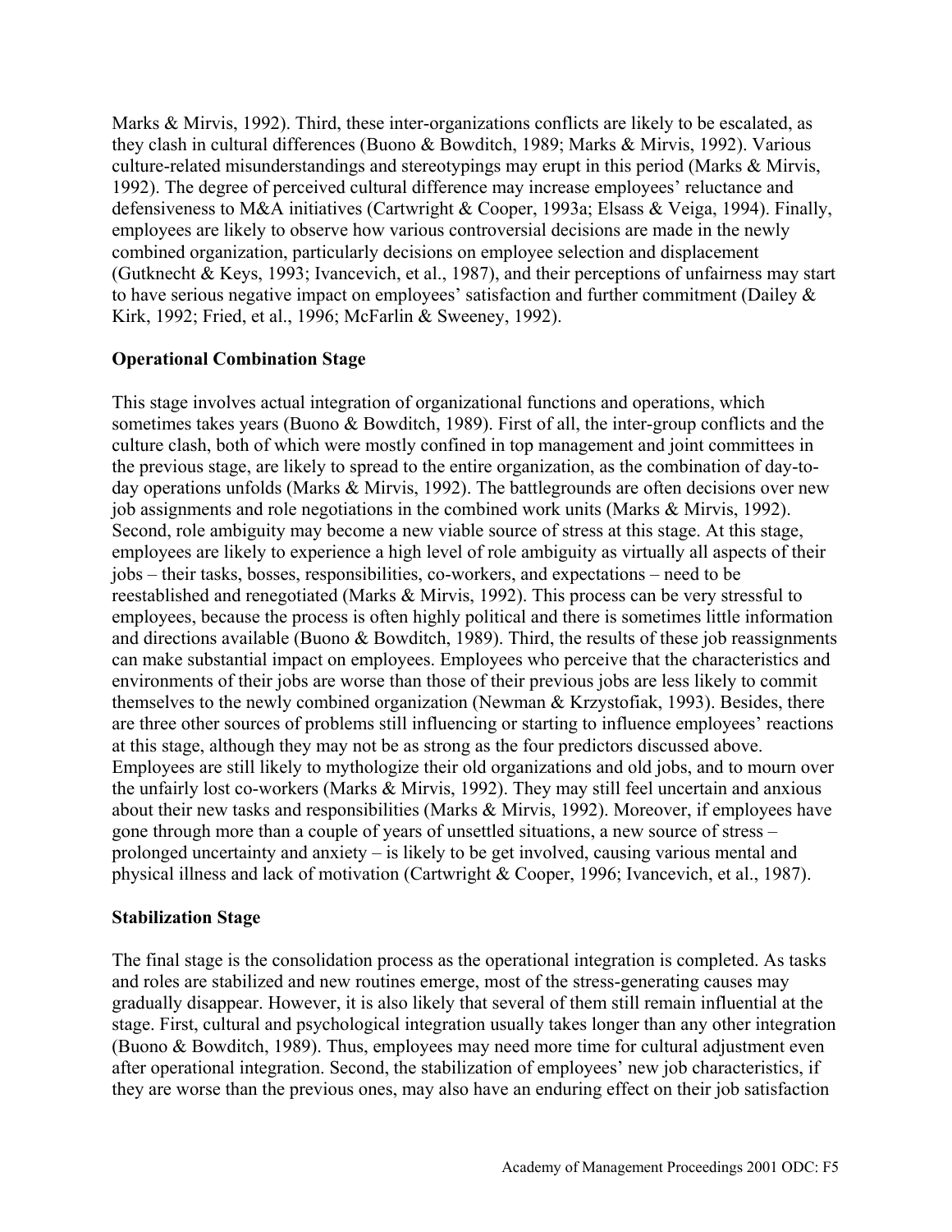Marks & Mirvis, 1992). Third, these inter-organizations conflicts are likely to be escalated, as they clash in cultural differences (Buono & Bowditch, 1989; Marks & Mirvis, 1992). Various culture-related misunderstandings and stereotypings may erupt in this period (Marks & Mirvis, 1992). The degree of perceived cultural difference may increase employees' reluctance and defensiveness to M&A initiatives (Cartwright & Cooper, 1993a; Elsass & Veiga, 1994). Finally, employees are likely to observe how various controversial decisions are made in the newly combined organization, particularly decisions on employee selection and displacement (Gutknecht & Keys, 1993; Ivancevich, et al., 1987), and their perceptions of unfairness may start to have serious negative impact on employees' satisfaction and further commitment (Dailey & Kirk, 1992; Fried, et al., 1996; McFarlin & Sweeney, 1992).

**Operational Combination Stage**

This stage involves actual integration of organizational functions and operations, which sometimes takes years (Buono & Bowditch, 1989). First of all, the inter-group conflicts and the culture clash, both of which were mostly confined in top management and joint committees in the previous stage, are likely to spread to the entire organization, as the combination of day-to-day operations unfolds (Marks & Mirvis, 1992). The battlegrounds are often decisions over new job assignments and role negotiations in the combined work units (Marks & Mirvis, 1992). Second, role ambiguity may become a new viable source of stress at this stage. At this stage, employees are likely to experience a high level of role ambiguity as virtually all aspects of their jobs – their tasks, bosses, responsibilities, co-workers, and expectations – need to be reestablished and renegotiated (Marks & Mirvis, 1992). This process can be very stressful to employees, because the process is often highly political and there is sometimes little information and directions available (Buono & Bowditch, 1989). Third, the results of these job reassignments can make substantial impact on employees. Employees who perceive that the characteristics and environments of their jobs are worse than those of their previous jobs are less likely to commit themselves to the newly combined organization (Newman & Krzystofiak, 1993). Besides, there are three other sources of problems still influencing or starting to influence employees' reactions at this stage, although they may not be as strong as the four predictors discussed above. Employees are still likely to mythologize their old organizations and old jobs, and to mourn over the unfairly lost co-workers (Marks & Mirvis, 1992). They may still feel uncertain and anxious about their new tasks and responsibilities (Marks & Mirvis, 1992). Moreover, if employees have gone through more than a couple of years of unsettled situations, a new source of stress – prolonged uncertainty and anxiety – is likely to be get involved, causing various mental and physical illness and lack of motivation (Cartwright & Cooper, 1996; Ivancevich, et al., 1987).

**Stabilization Stage**

The final stage is the consolidation process as the operational integration is completed. As tasks and roles are stabilized and new routines emerge, most of the stress-generating causes may gradually disappear. However, it is also likely that several of them still remain influential at the stage. First, cultural and psychological integration usually takes longer than any other integration (Buono & Bowditch, 1989). Thus, employees may need more time for cultural adjustment even after operational integration. Second, the stabilization of employees' new job characteristics, if they are worse than the previous ones, may also have an enduring effect on their job satisfaction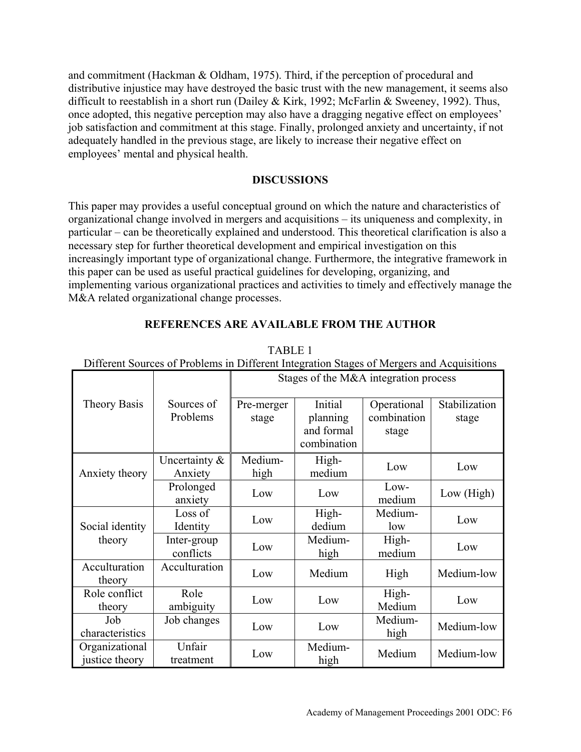and commitment (Hackman & Oldham, 1975). Third, if the perception of procedural and distributive injustice may have destroyed the basic trust with the new management, it seems also difficult to reestablish in a short run (Dailey & Kirk, 1992; McFarlin & Sweeney, 1992). Thus, once adopted, this negative perception may also have a dragging negative effect on employees' job satisfaction and commitment at this stage. Finally, prolonged anxiety and uncertainty, if not adequately handled in the previous stage, are likely to increase their negative effect on employees' mental and physical health.

## DISCUSSIONS

This paper may provides a useful conceptual ground on which the nature and characteristics of organizational change involved in mergers and acquisitions – its uniqueness and complexity, in particular – can be theoretically explained and understood. This theoretical clarification is also a necessary step for further theoretical development and empirical investigation on this increasingly important type of organizational change. Furthermore, the integrative framework in this paper can be used as useful practical guidelines for developing, organizing, and implementing various organizational practices and activities to timely and effectively manage the M&A related organizational change processes.

## REFERENCES ARE AVAILABLE FROM THE AUTHOR

TABLE 1
Different Sources of Problems in Different Integration Stages of Mergers and Acquisitions

| Theory Basis | Sources of Problems | Stages of the M&A integration process | | | |
|---|---|---|---|---|---|
| | | Pre-merger stage | Initial planning and formal combination | Operational combination stage | Stabilization stage |
| Anxiety theory | Uncertainty & Anxiety | Medium-high | High-medium | Low | Low |
| | Prolonged anxiety | Low | Low | Low-medium | Low (High) |
| Social identity theory | Loss of Identity | Low | High-dedium | Medium-low | Low |
| | Inter-group conflicts | Low | Medium-high | High-medium | Low |
| Acculturation theory | Acculturation | Low | Medium | High | Medium-low |
| Role conflict theory | Role ambiguity | Low | Low | High-Medium | Low |
| Job characteristics | Job changes | Low | Low | Medium-high | Medium-low |
| Organizational justice theory | Unfair treatment | Low | Medium-high | Medium | Medium-low |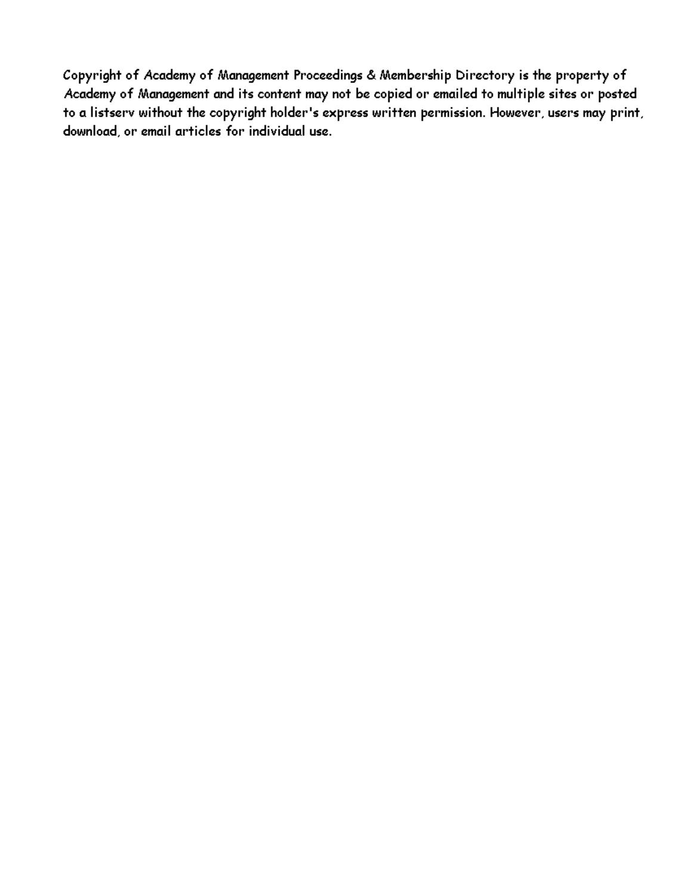Copyright of *Academy of Management Proceedings & Membership Directory* is the property of *Academy of Management* and its content may not be copied or emailed to multiple sites or posted to a listserv without the copyright holder's express written permission. However, users may print, download, or email articles for individual use.